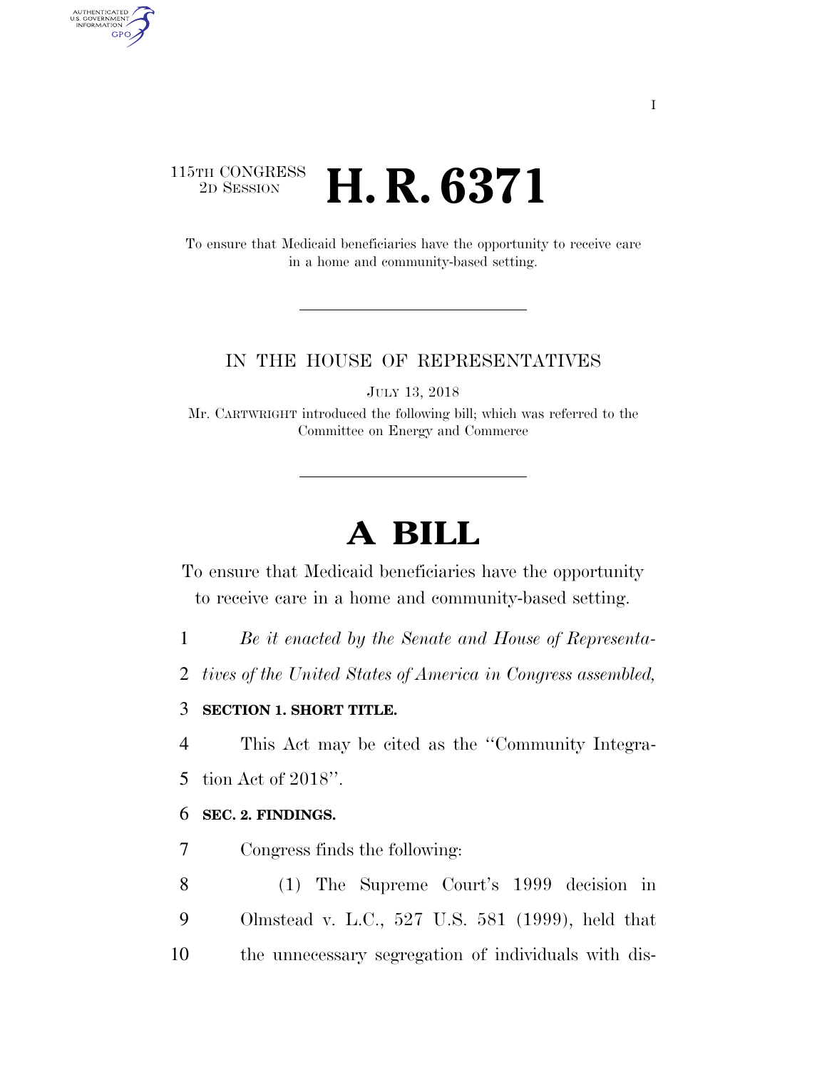115TH CONGRESS
2D SESSION

# H. R. 6371

To ensure that Medicaid beneficiaries have the opportunity to receive care in a home and community-based setting.

IN THE HOUSE OF REPRESENTATIVES

JULY 13, 2018

Mr. CARTWRIGHT introduced the following bill; which was referred to the Committee on Energy and Commerce

# A BILL

To ensure that Medicaid beneficiaries have the opportunity to receive care in a home and community-based setting.

*Be it enacted by the Senate and House of Representatives of the United States of America in Congress assembled,*

**SECTION 1. SHORT TITLE.**

This Act may be cited as the "Community Integration Act of 2018".

**SEC. 2. FINDINGS.**

Congress finds the following:

(1) The Supreme Court's 1999 decision in Olmstead v. L.C., 527 U.S. 581 (1999), held that the unnecessary segregation of individuals with dis-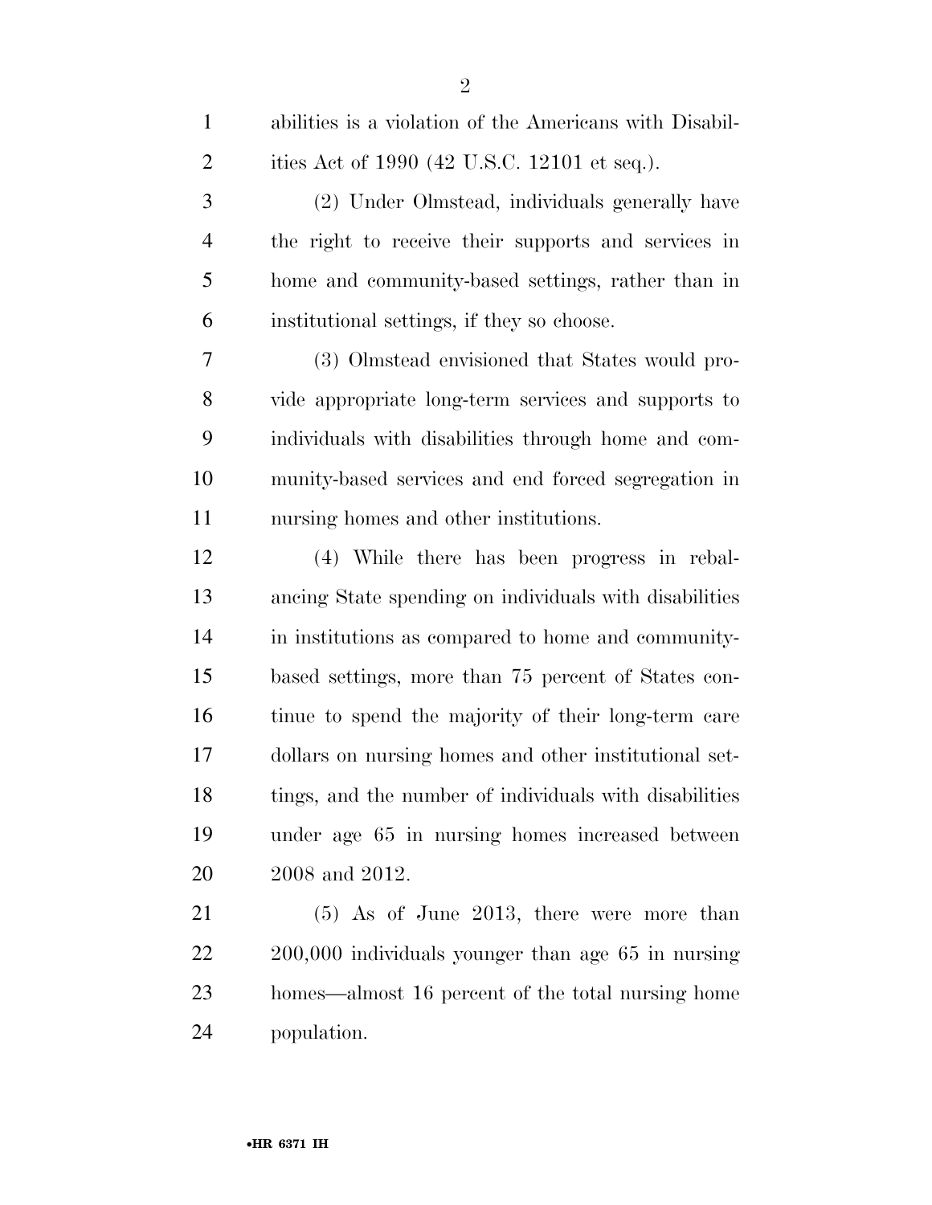abilities is a violation of the Americans with Disabilities Act of 1990 (42 U.S.C. 12101 et seq.).

(2) Under Olmstead, individuals generally have the right to receive their supports and services in home and community-based settings, rather than in institutional settings, if they so choose.

(3) Olmstead envisioned that States would provide appropriate long-term services and supports to individuals with disabilities through home and community-based services and end forced segregation in nursing homes and other institutions.

(4) While there has been progress in rebalancing State spending on individuals with disabilities in institutions as compared to home and community-based settings, more than 75 percent of States continue to spend the majority of their long-term care dollars on nursing homes and other institutional settings, and the number of individuals with disabilities under age 65 in nursing homes increased between 2008 and 2012.

(5) As of June 2013, there were more than 200,000 individuals younger than age 65 in nursing homes—almost 16 percent of the total nursing home population.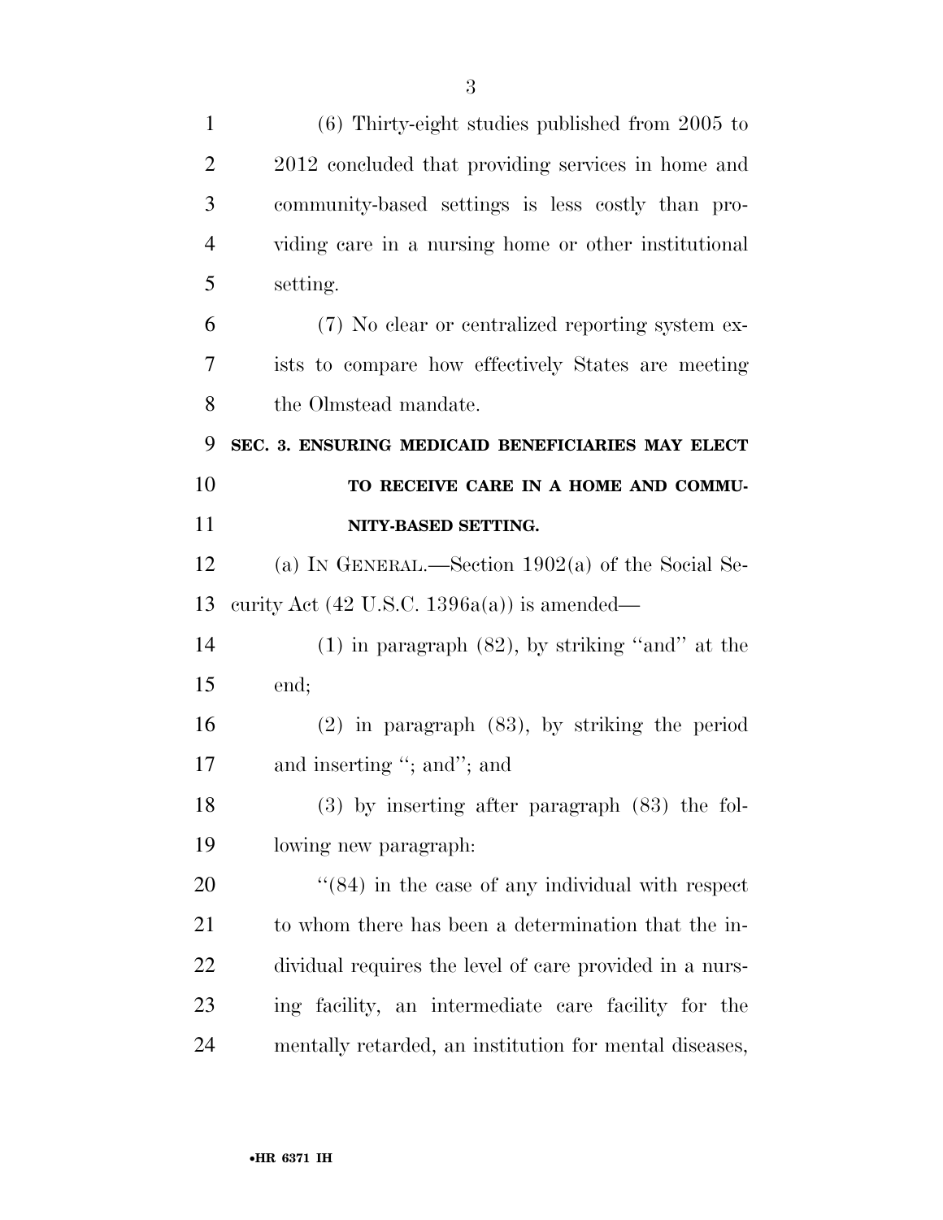(6) Thirty-eight studies published from 2005 to 2012 concluded that providing services in home and community-based settings is less costly than providing care in a nursing home or other institutional setting.

(7) No clear or centralized reporting system exists to compare how effectively States are meeting the Olmstead mandate.

## SEC. 3. ENSURING MEDICAID BENEFICIARIES MAY ELECT TO RECEIVE CARE IN A HOME AND COMMUNITY-BASED SETTING.

(a) IN GENERAL.—Section 1902(a) of the Social Security Act (42 U.S.C. 1396a(a)) is amended—

(1) in paragraph (82), by striking "and" at the end;

(2) in paragraph (83), by striking the period and inserting "; and"; and

(3) by inserting after paragraph (83) the following new paragraph:

"(84) in the case of any individual with respect to whom there has been a determination that the individual requires the level of care provided in a nursing facility, an intermediate care facility for the mentally retarded, an institution for mental diseases,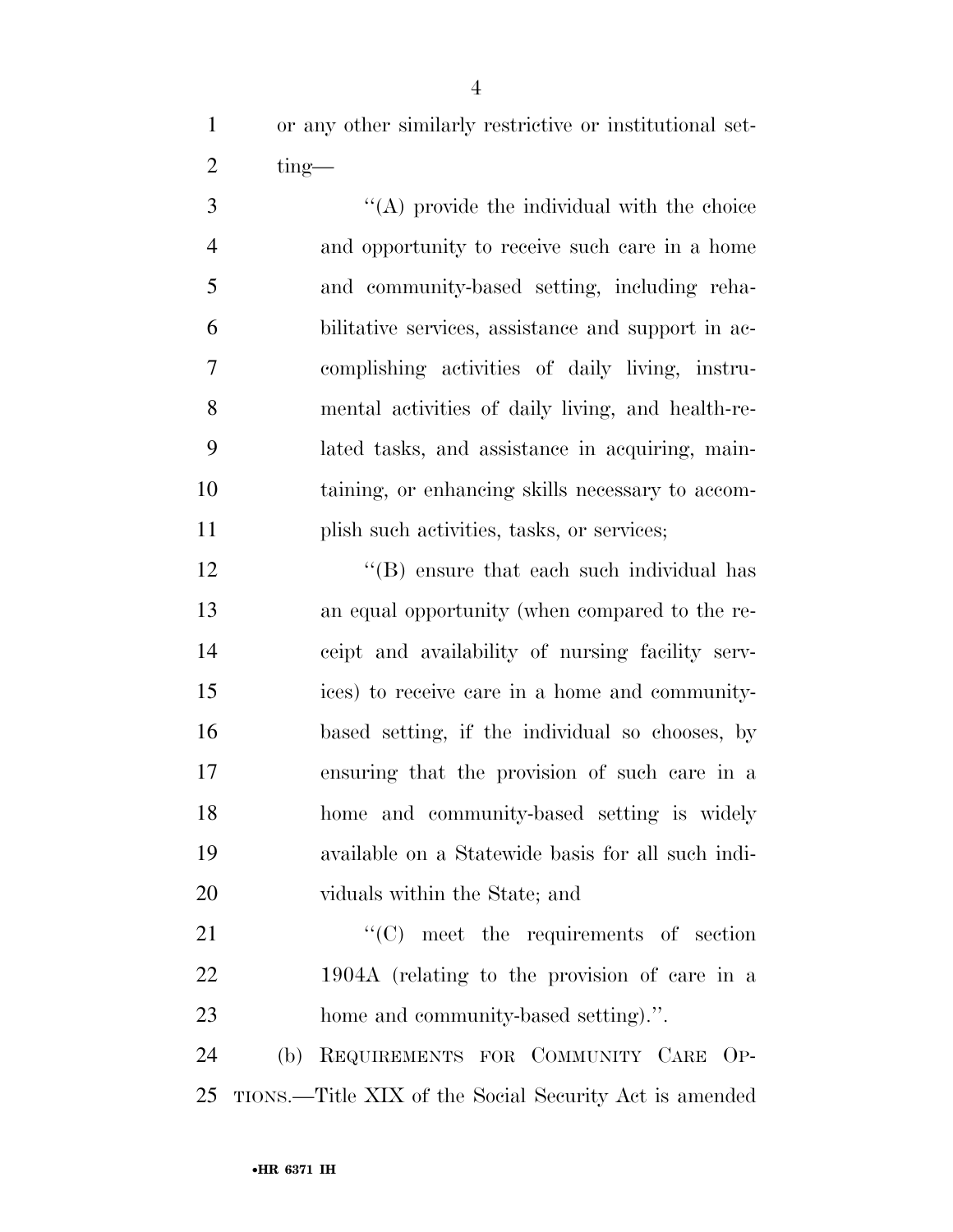or any other similarly restrictive or institutional setting—

''(A) provide the individual with the choice and opportunity to receive such care in a home and community-based setting, including rehabilitative services, assistance and support in accomplishing activities of daily living, instrumental activities of daily living, and health-related tasks, and assistance in acquiring, maintaining, or enhancing skills necessary to accomplish such activities, tasks, or services;

''(B) ensure that each such individual has an equal opportunity (when compared to the receipt and availability of nursing facility services) to receive care in a home and community-based setting, if the individual so chooses, by ensuring that the provision of such care in a home and community-based setting is widely available on a Statewide basis for all such individuals within the State; and

''(C) meet the requirements of section 1904A (relating to the provision of care in a home and community-based setting).''.

(b) REQUIREMENTS FOR COMMUNITY CARE OPTIONS.—Title XIX of the Social Security Act is amended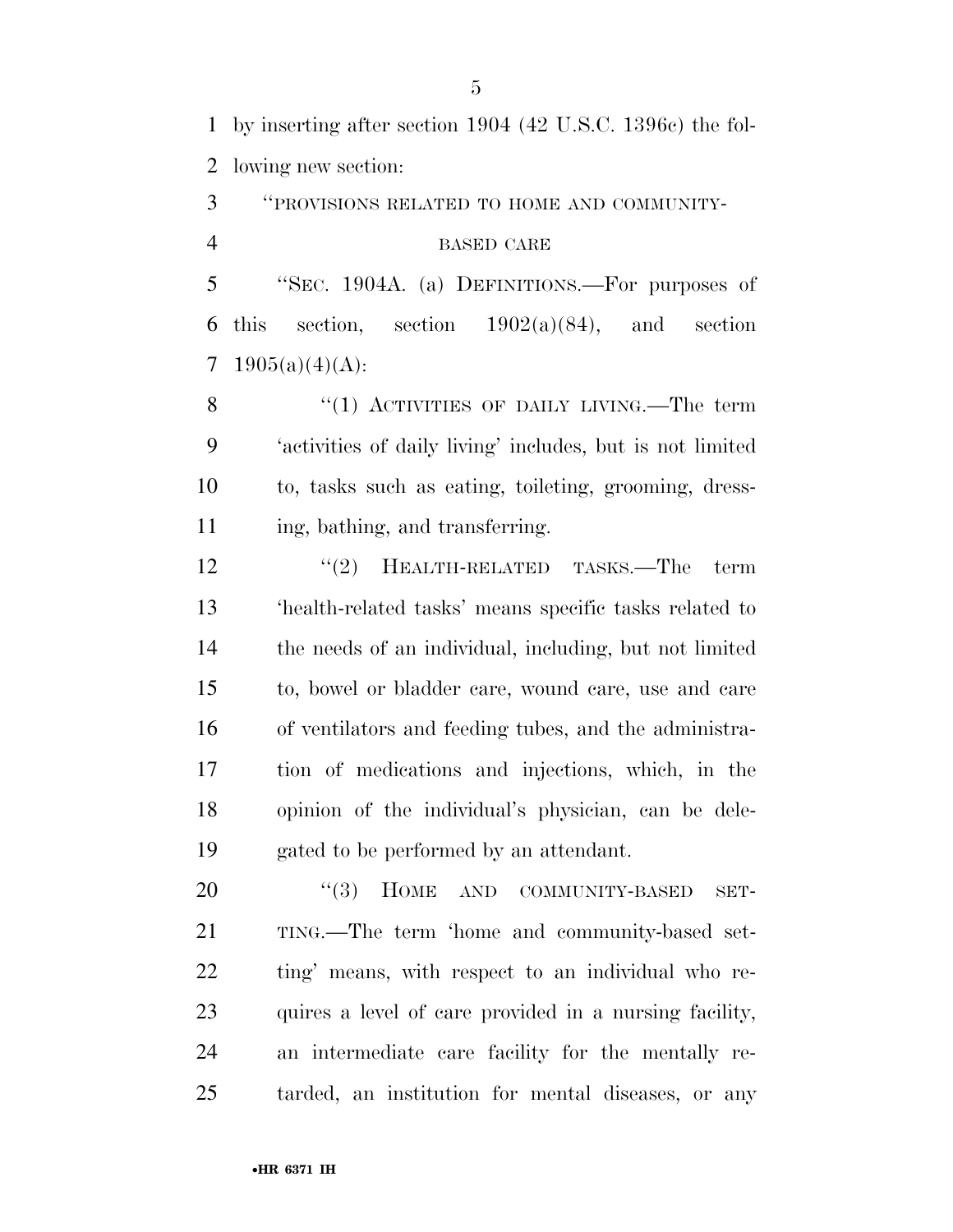by inserting after section 1904 (42 U.S.C. 1396c) the following new section:

"PROVISIONS RELATED TO HOME AND COMMUNITY-BASED CARE

"SEC. 1904A. (a) DEFINITIONS.—For purposes of this section, section 1902(a)(84), and section 1905(a)(4)(A):

"(1) ACTIVITIES OF DAILY LIVING.—The term 'activities of daily living' includes, but is not limited to, tasks such as eating, toileting, grooming, dressing, bathing, and transferring.

"(2) HEALTH-RELATED TASKS.—The term 'health-related tasks' means specific tasks related to the needs of an individual, including, but not limited to, bowel or bladder care, wound care, use and care of ventilators and feeding tubes, and the administration of medications and injections, which, in the opinion of the individual's physician, can be delegated to be performed by an attendant.

"(3) HOME AND COMMUNITY-BASED SETTING.—The term 'home and community-based setting' means, with respect to an individual who requires a level of care provided in a nursing facility, an intermediate care facility for the mentally retarded, an institution for mental diseases, or any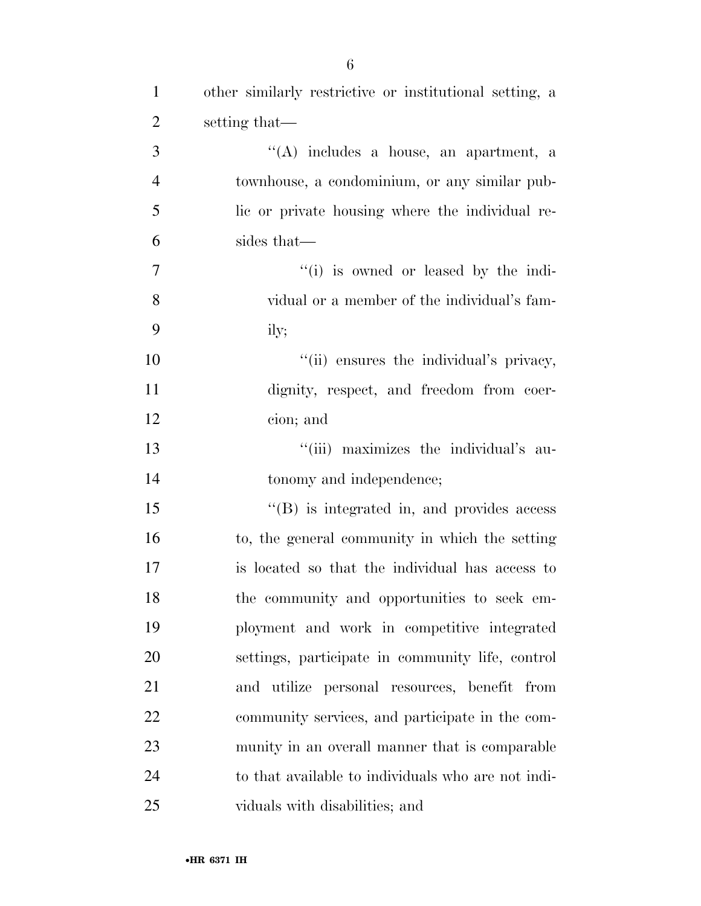other similarly restrictive or institutional setting, a setting that—

''(A) includes a house, an apartment, a townhouse, a condominium, or any similar public or private housing where the individual resides that—

''(i) is owned or leased by the individual or a member of the individual's family;

''(ii) ensures the individual's privacy, dignity, respect, and freedom from coercion; and

''(iii) maximizes the individual's autonomy and independence;

''(B) is integrated in, and provides access to, the general community in which the setting is located so that the individual has access to the community and opportunities to seek employment and work in competitive integrated settings, participate in community life, control and utilize personal resources, benefit from community services, and participate in the community in an overall manner that is comparable to that available to individuals who are not individuals with disabilities; and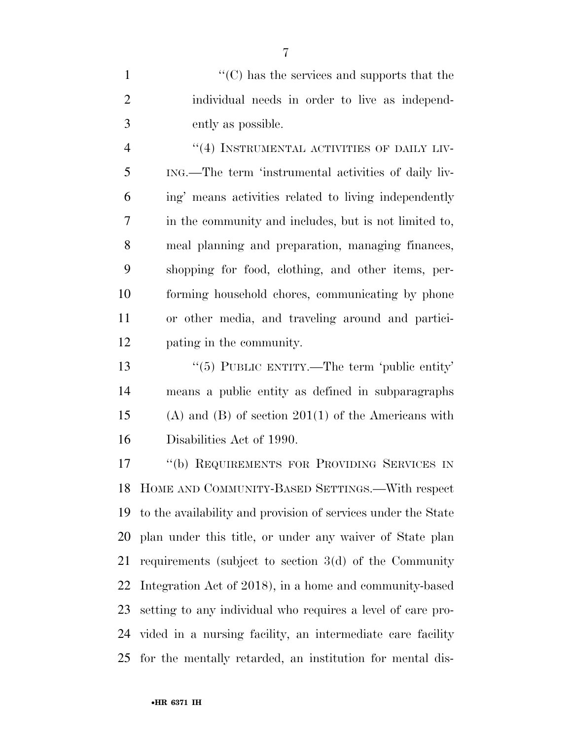"(C) has the services and supports that the individual needs in order to live as independently as possible.

"(4) INSTRUMENTAL ACTIVITIES OF DAILY LIVING.—The term 'instrumental activities of daily living' means activities related to living independently in the community and includes, but is not limited to, meal planning and preparation, managing finances, shopping for food, clothing, and other items, performing household chores, communicating by phone or other media, and traveling around and participating in the community.

"(5) PUBLIC ENTITY.—The term 'public entity' means a public entity as defined in subparagraphs (A) and (B) of section 201(1) of the Americans with Disabilities Act of 1990.

"(b) REQUIREMENTS FOR PROVIDING SERVICES IN HOME AND COMMUNITY-BASED SETTINGS.—With respect to the availability and provision of services under the State plan under this title, or under any waiver of State plan requirements (subject to section 3(d) of the Community Integration Act of 2018), in a home and community-based setting to any individual who requires a level of care provided in a nursing facility, an intermediate care facility for the mentally retarded, an institution for mental dis-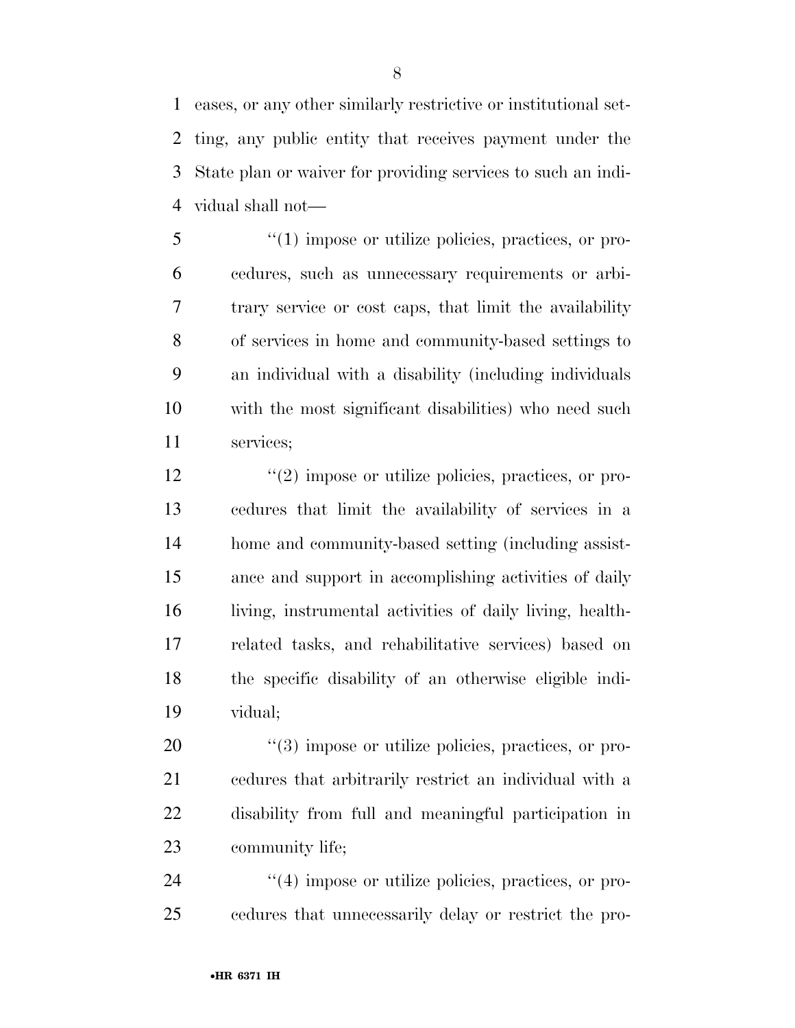eases, or any other similarly restrictive or institutional setting, any public entity that receives payment under the State plan or waiver for providing services to such an individual shall not—

''(1) impose or utilize policies, practices, or procedures, such as unnecessary requirements or arbitrary service or cost caps, that limit the availability of services in home and community-based settings to an individual with a disability (including individuals with the most significant disabilities) who need such services;

''(2) impose or utilize policies, practices, or procedures that limit the availability of services in a home and community-based setting (including assistance and support in accomplishing activities of daily living, instrumental activities of daily living, health-related tasks, and rehabilitative services) based on the specific disability of an otherwise eligible individual;

''(3) impose or utilize policies, practices, or procedures that arbitrarily restrict an individual with a disability from full and meaningful participation in community life;

''(4) impose or utilize policies, practices, or procedures that unnecessarily delay or restrict the pro-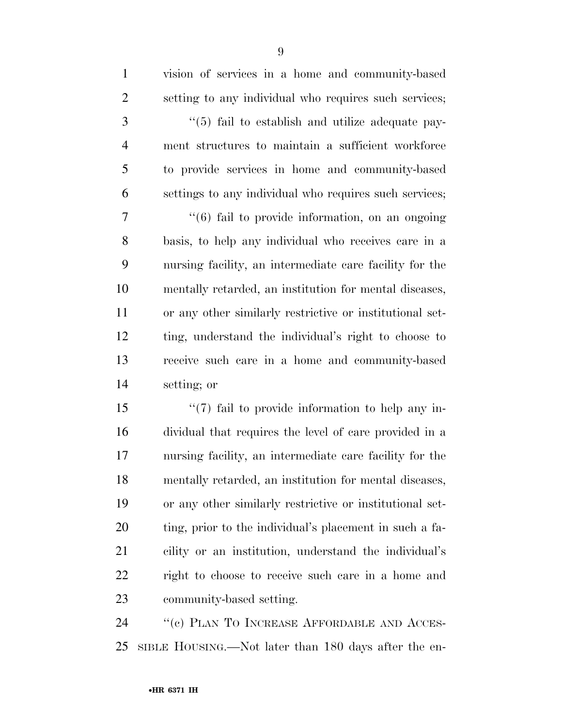vision of services in a home and community-based setting to any individual who requires such services;

"(5) fail to establish and utilize adequate payment structures to maintain a sufficient workforce to provide services in home and community-based settings to any individual who requires such services;

"(6) fail to provide information, on an ongoing basis, to help any individual who receives care in a nursing facility, an intermediate care facility for the mentally retarded, an institution for mental diseases, or any other similarly restrictive or institutional setting, understand the individual's right to choose to receive such care in a home and community-based setting; or

"(7) fail to provide information to help any individual that requires the level of care provided in a nursing facility, an intermediate care facility for the mentally retarded, an institution for mental diseases, or any other similarly restrictive or institutional setting, prior to the individual's placement in such a facility or an institution, understand the individual's right to choose to receive such care in a home and community-based setting.

"(c) PLAN TO INCREASE AFFORDABLE AND ACCESSIBLE HOUSING.—Not later than 180 days after the en-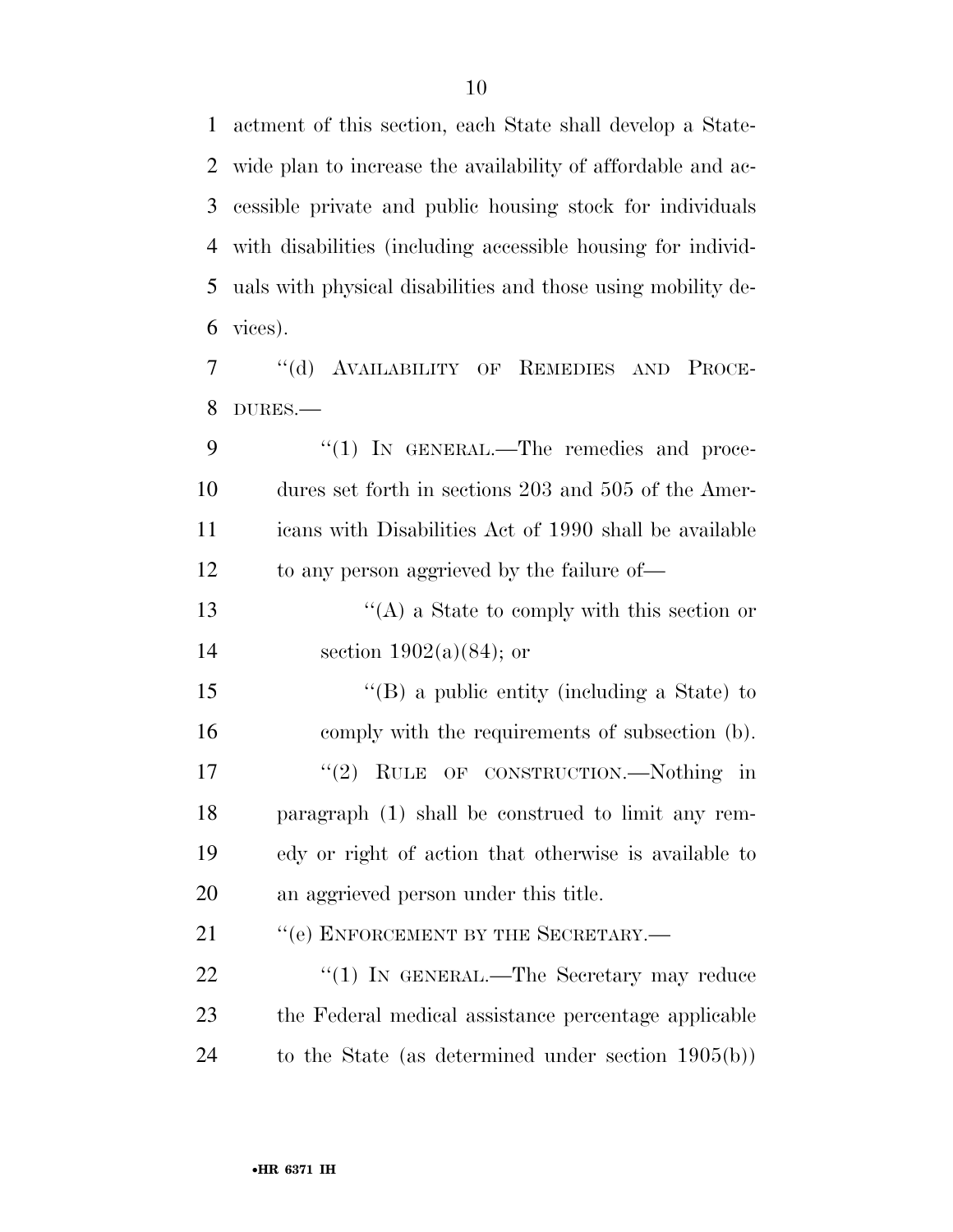actment of this section, each State shall develop a Statewide plan to increase the availability of affordable and accessible private and public housing stock for individuals with disabilities (including accessible housing for individuals with physical disabilities and those using mobility devices).

''(d) AVAILABILITY OF REMEDIES AND PROCEDURES.—

''(1) IN GENERAL.—The remedies and procedures set forth in sections 203 and 505 of the Americans with Disabilities Act of 1990 shall be available to any person aggrieved by the failure of—

''(A) a State to comply with this section or section 1902(a)(84); or

''(B) a public entity (including a State) to comply with the requirements of subsection (b).

''(2) RULE OF CONSTRUCTION.—Nothing in paragraph (1) shall be construed to limit any remedy or right of action that otherwise is available to an aggrieved person under this title.

''(e) ENFORCEMENT BY THE SECRETARY.—

''(1) IN GENERAL.—The Secretary may reduce the Federal medical assistance percentage applicable to the State (as determined under section 1905(b))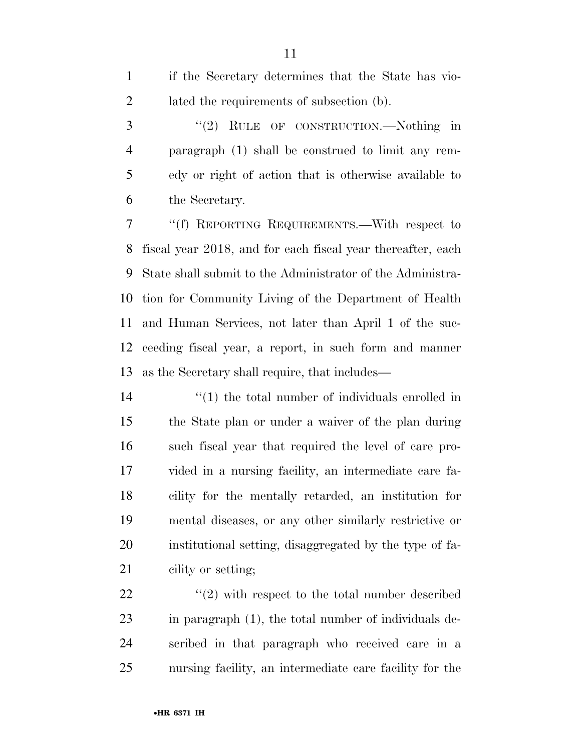if the Secretary determines that the State has violated the requirements of subsection (b).

"(2) RULE OF CONSTRUCTION.—Nothing in paragraph (1) shall be construed to limit any remedy or right of action that is otherwise available to the Secretary.

"(f) REPORTING REQUIREMENTS.—With respect to fiscal year 2018, and for each fiscal year thereafter, each State shall submit to the Administrator of the Administration for Community Living of the Department of Health and Human Services, not later than April 1 of the succeeding fiscal year, a report, in such form and manner as the Secretary shall require, that includes—

"(1) the total number of individuals enrolled in the State plan or under a waiver of the plan during such fiscal year that required the level of care provided in a nursing facility, an intermediate care facility for the mentally retarded, an institution for mental diseases, or any other similarly restrictive or institutional setting, disaggregated by the type of facility or setting;

"(2) with respect to the total number described in paragraph (1), the total number of individuals described in that paragraph who received care in a nursing facility, an intermediate care facility for the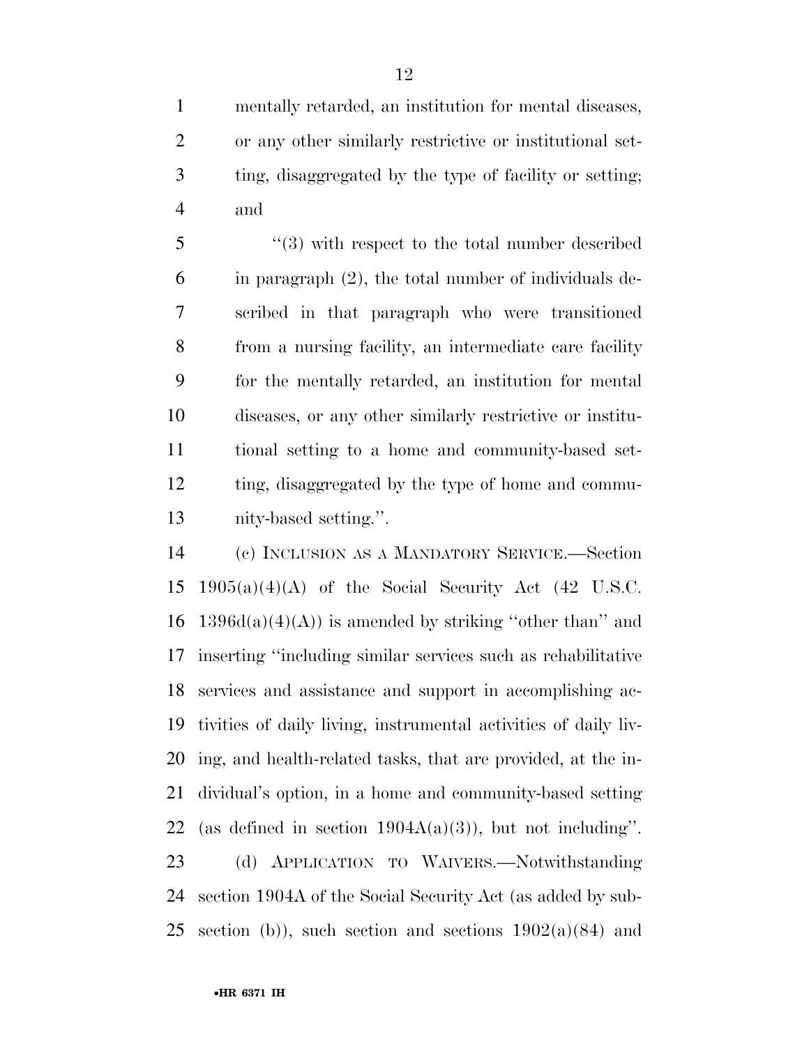mentally retarded, an institution for mental diseases, or any other similarly restrictive or institutional setting, disaggregated by the type of facility or setting; and

"(3) with respect to the total number described in paragraph (2), the total number of individuals described in that paragraph who were transitioned from a nursing facility, an intermediate care facility for the mentally retarded, an institution for mental diseases, or any other similarly restrictive or institutional setting to a home and community-based setting, disaggregated by the type of home and community-based setting.".

(c) INCLUSION AS A MANDATORY SERVICE.—Section 1905(a)(4)(A) of the Social Security Act (42 U.S.C. 1396d(a)(4)(A)) is amended by striking "other than" and inserting "including similar services such as rehabilitative services and assistance and support in accomplishing activities of daily living, instrumental activities of daily living, and health-related tasks, that are provided, at the individual's option, in a home and community-based setting (as defined in section 1904A(a)(3)), but not including".

(d) APPLICATION TO WAIVERS.—Notwithstanding section 1904A of the Social Security Act (as added by subsection (b)), such section and sections 1902(a)(84) and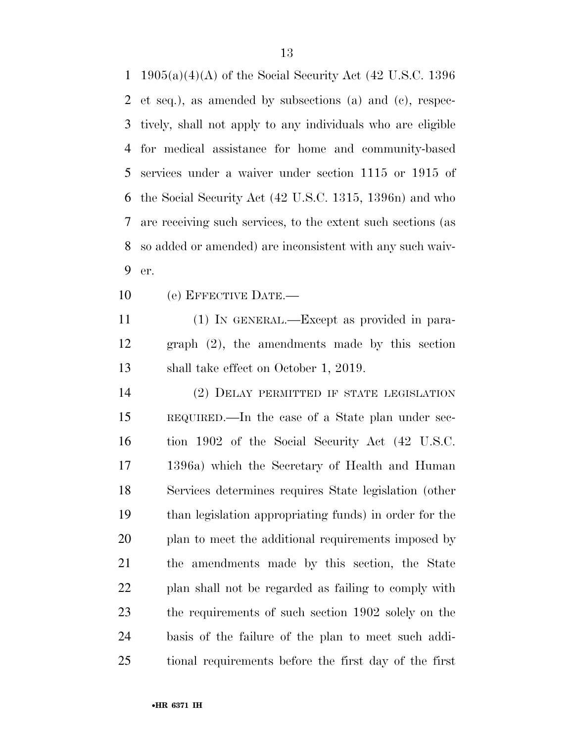1905(a)(4)(A) of the Social Security Act (42 U.S.C. 1396 et seq.), as amended by subsections (a) and (c), respectively, shall not apply to any individuals who are eligible for medical assistance for home and community-based services under a waiver under section 1115 or 1915 of the Social Security Act (42 U.S.C. 1315, 1396n) and who are receiving such services, to the extent such sections (as so added or amended) are inconsistent with any such waiver.

(e) EFFECTIVE DATE.—

(1) IN GENERAL.—Except as provided in paragraph (2), the amendments made by this section shall take effect on October 1, 2019.

(2) DELAY PERMITTED IF STATE LEGISLATION REQUIRED.—In the case of a State plan under section 1902 of the Social Security Act (42 U.S.C. 1396a) which the Secretary of Health and Human Services determines requires State legislation (other than legislation appropriating funds) in order for the plan to meet the additional requirements imposed by the amendments made by this section, the State plan shall not be regarded as failing to comply with the requirements of such section 1902 solely on the basis of the failure of the plan to meet such additional requirements before the first day of the first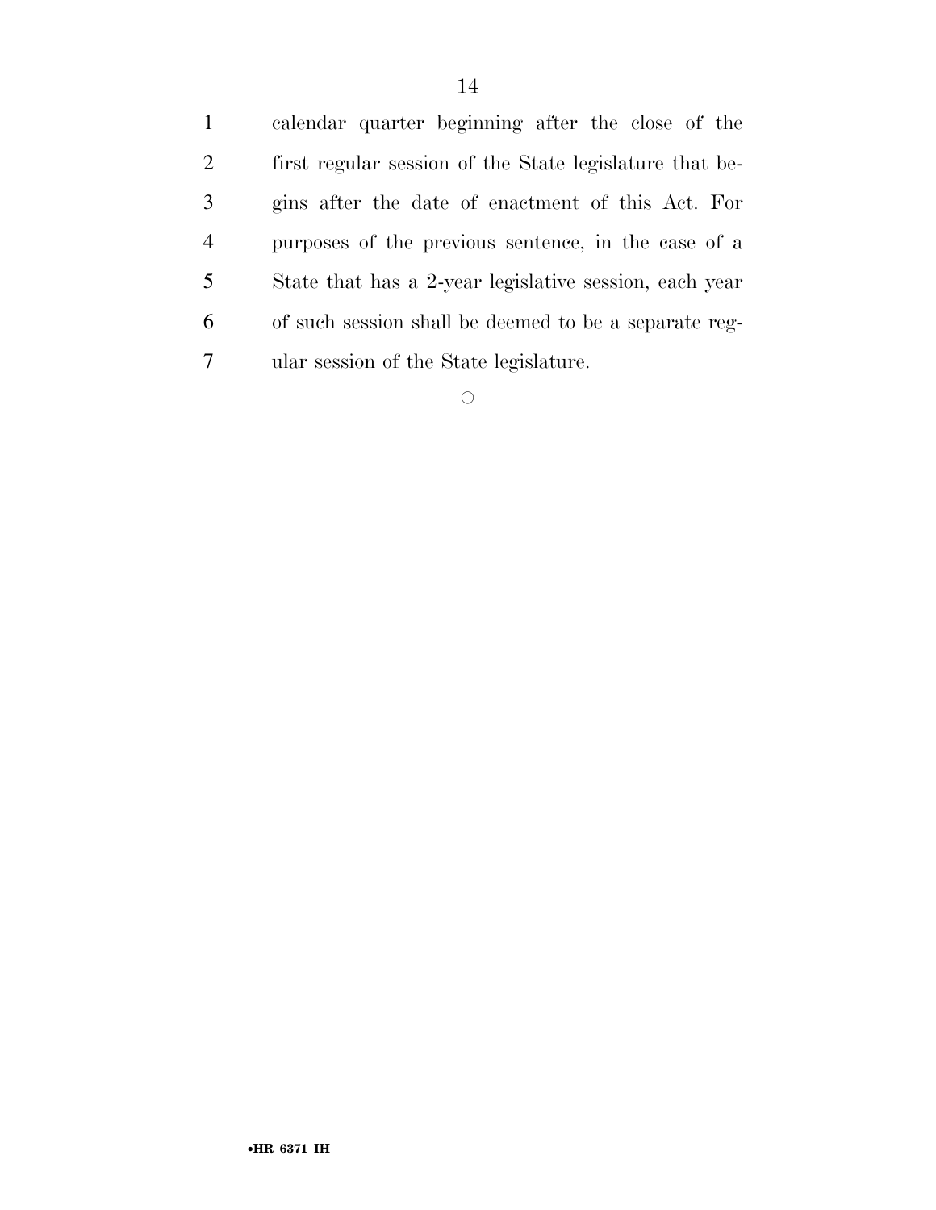calendar quarter beginning after the close of the first regular session of the State legislature that begins after the date of enactment of this Act. For purposes of the previous sentence, in the case of a State that has a 2-year legislative session, each year of such session shall be deemed to be a separate regular session of the State legislature.

○